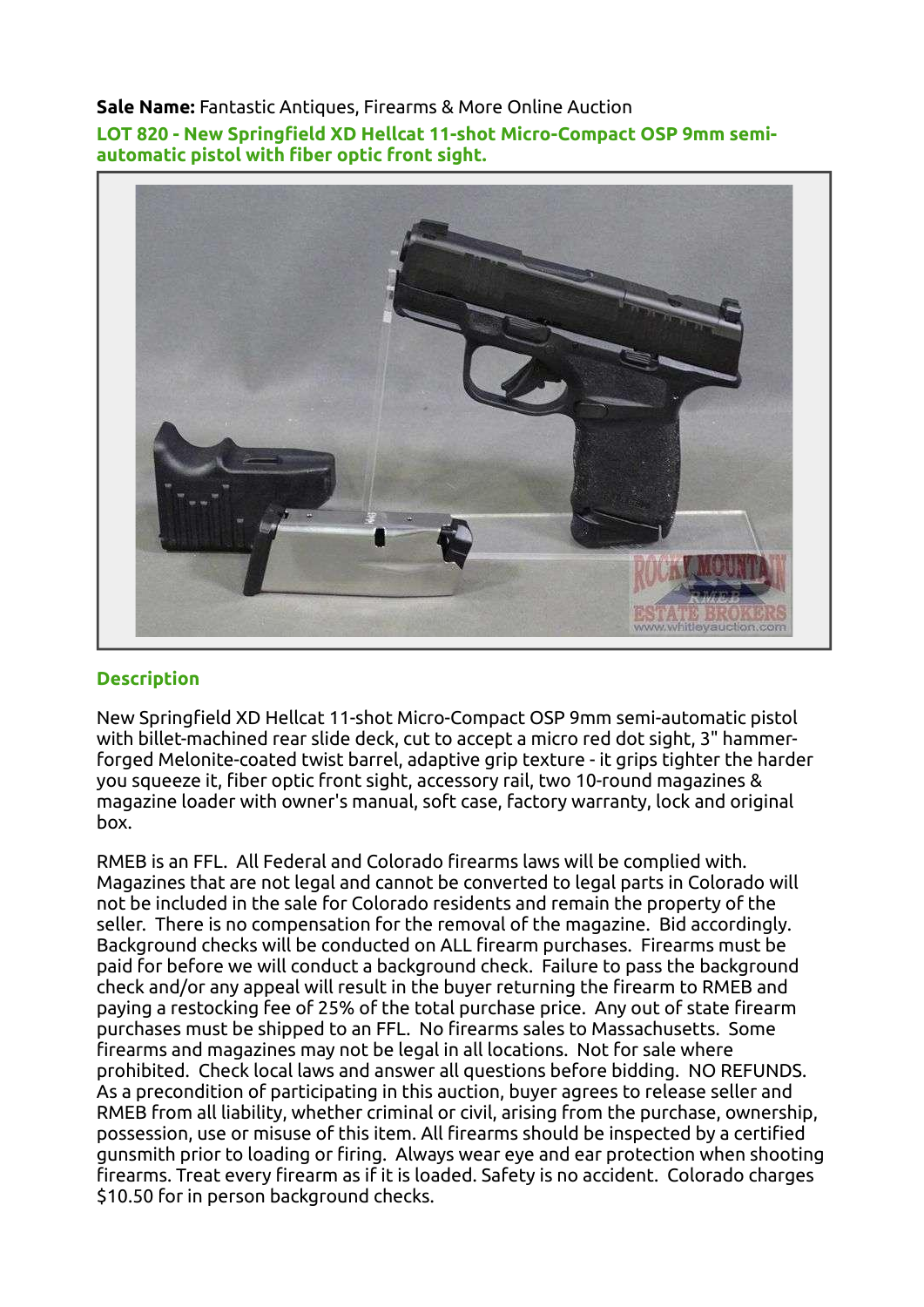**Sale Name:** Fantastic Antiques, Firearms & More Online Auction

## LOT 820 - New Springfield XD Hellcat 11-shot Micro-Compact OSP 9mm semi-automatic pistol with fiber optic front sight.

### Description

New Springfield XD Hellcat 11-shot Micro-Compact OSP 9mm semi-automatic pistol with billet-machined rear slide deck, cut to accept a micro red dot sight, 3" hammer-forged Melonite-coated twist barrel, adaptive grip texture - it grips tighter the harder you squeeze it, fiber optic front sight, accessory rail, two 10-round magazines & magazine loader with owner's manual, soft case, factory warranty, lock and original box.

RMEB is an FFL. All Federal and Colorado firearms laws will be complied with. Magazines that are not legal and cannot be converted to legal parts in Colorado will not be included in the sale for Colorado residents and remain the property of the seller. There is no compensation for the removal of the magazine. Bid accordingly. Background checks will be conducted on ALL firearm purchases. Firearms must be paid for before we will conduct a background check. Failure to pass the background check and/or any appeal will result in the buyer returning the firearm to RMEB and paying a restocking fee of 25% of the total purchase price. Any out of state firearm purchases must be shipped to an FFL. No firearms sales to Massachusetts. Some firearms and magazines may not be legal in all locations. Not for sale where prohibited. Check local laws and answer all questions before bidding. NO REFUNDS. As a precondition of participating in this auction, buyer agrees to release seller and RMEB from all liability, whether criminal or civil, arising from the purchase, ownership, possession, use or misuse of this item. All firearms should be inspected by a certified gunsmith prior to loading or firing. Always wear eye and ear protection when shooting firearms. Treat every firearm as if it is loaded. Safety is no accident. Colorado charges $10.50 for in person background checks.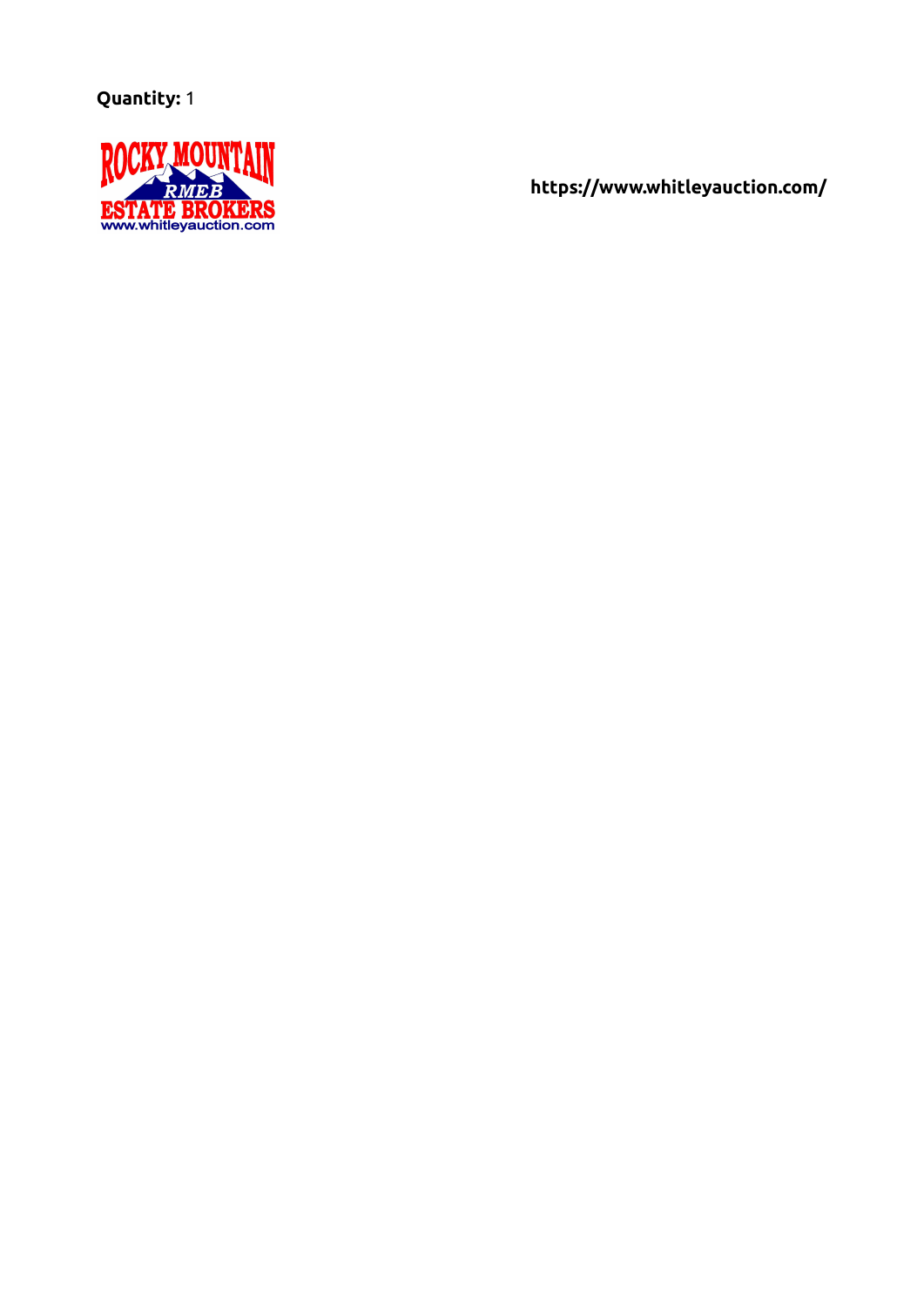**Quantity:** 1

**https://www.whitleyauction.com/**